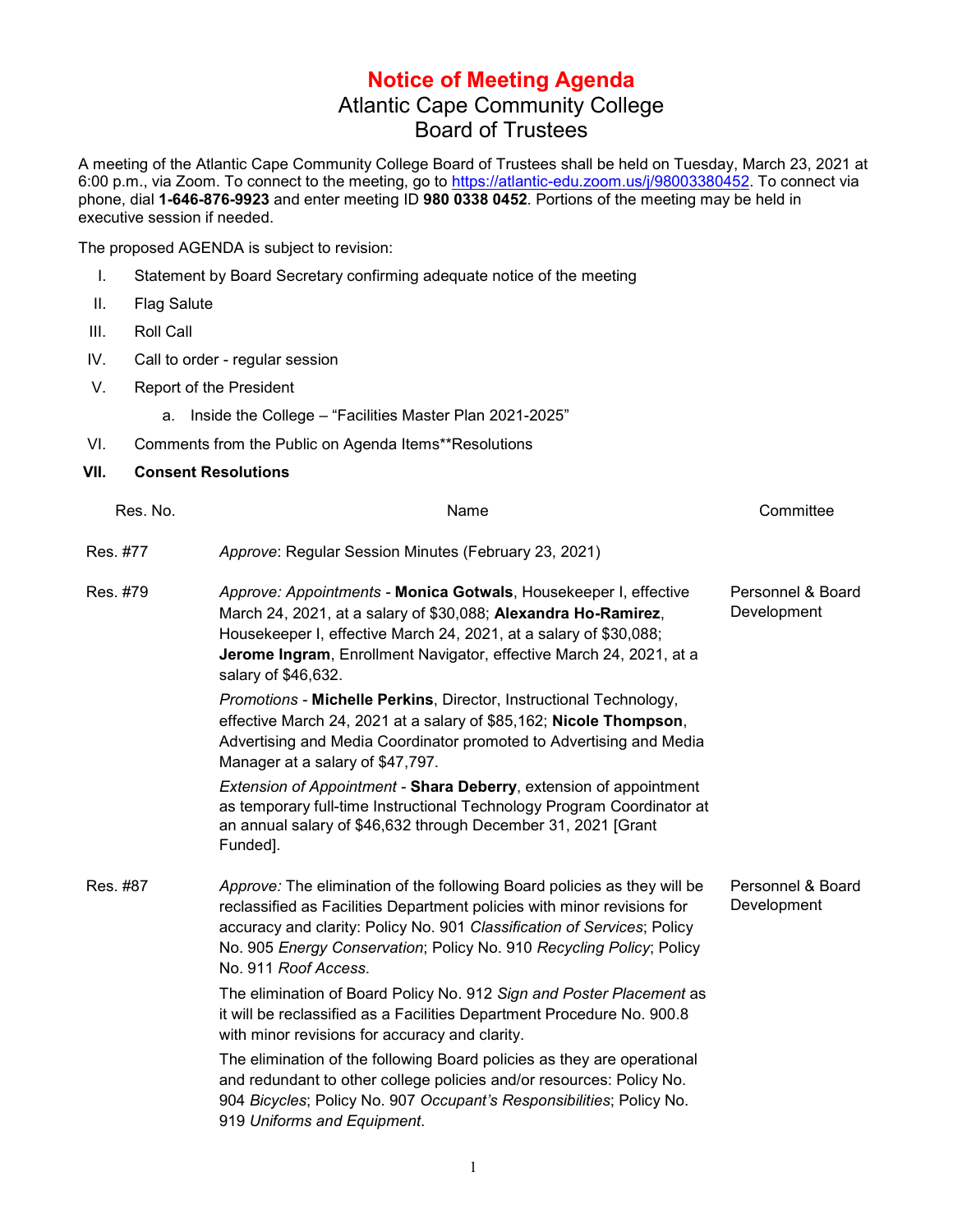# Notice of Meeting Agenda

## Atlantic Cape Community College
## Board of Trustees

A meeting of the Atlantic Cape Community College Board of Trustees shall be held on Tuesday, March 23, 2021 at 6:00 p.m., via Zoom. To connect to the meeting, go to https://atlantic-edu.zoom.us/j/98003380452. To connect via phone, dial **1-646-876-9923** and enter meeting ID **980 0338 0452**. Portions of the meeting may be held in executive session if needed.

The proposed AGENDA is subject to revision:

I. Statement by Board Secretary confirming adequate notice of the meeting

II. Flag Salute

III. Roll Call

IV. Call to order - regular session

V. Report of the President

   a. Inside the College – "Facilities Master Plan 2021-2025"

VI. Comments from the Public on Agenda Items**Resolutions

**VII. Consent Resolutions**

| Res. No. | Name | Committee |
|---|---|---|
| Res. #77 | *Approve*: Regular Session Minutes (February 23, 2021) | |
| Res. #79 | *Approve: Appointments* - **Monica Gotwals**, Housekeeper I, effective March 24, 2021, at a salary of $30,088; **Alexandra Ho-Ramirez**, Housekeeper I, effective March 24, 2021, at a salary of $30,088; **Jerome Ingram**, Enrollment Navigator, effective March 24, 2021, at a salary of $46,632.<br>*Promotions* - **Michelle Perkins**, Director, Instructional Technology, effective March 24, 2021 at a salary of $85,162; **Nicole Thompson**, Advertising and Media Coordinator promoted to Advertising and Media Manager at a salary of $47,797.<br>*Extension of Appointment* - **Shara Deberry**, extension of appointment as temporary full-time Instructional Technology Program Coordinator at an annual salary of $46,632 through December 31, 2021 [Grant Funded]. | Personnel & Board Development |
| Res. #87 | *Approve:* The elimination of the following Board policies as they will be reclassified as Facilities Department policies with minor revisions for accuracy and clarity: Policy No. 901 *Classification of Services*; Policy No. 905 *Energy Conservation*; Policy No. 910 *Recycling Policy*; Policy No. 911 *Roof Access*.<br>The elimination of Board Policy No. 912 *Sign and Poster Placement* as it will be reclassified as a Facilities Department Procedure No. 900.8 with minor revisions for accuracy and clarity.<br>The elimination of the following Board policies as they are operational and redundant to other college policies and/or resources: Policy No. 904 *Bicycles*; Policy No. 907 *Occupant's Responsibilities*; Policy No. 919 *Uniforms and Equipment*. | Personnel & Board Development |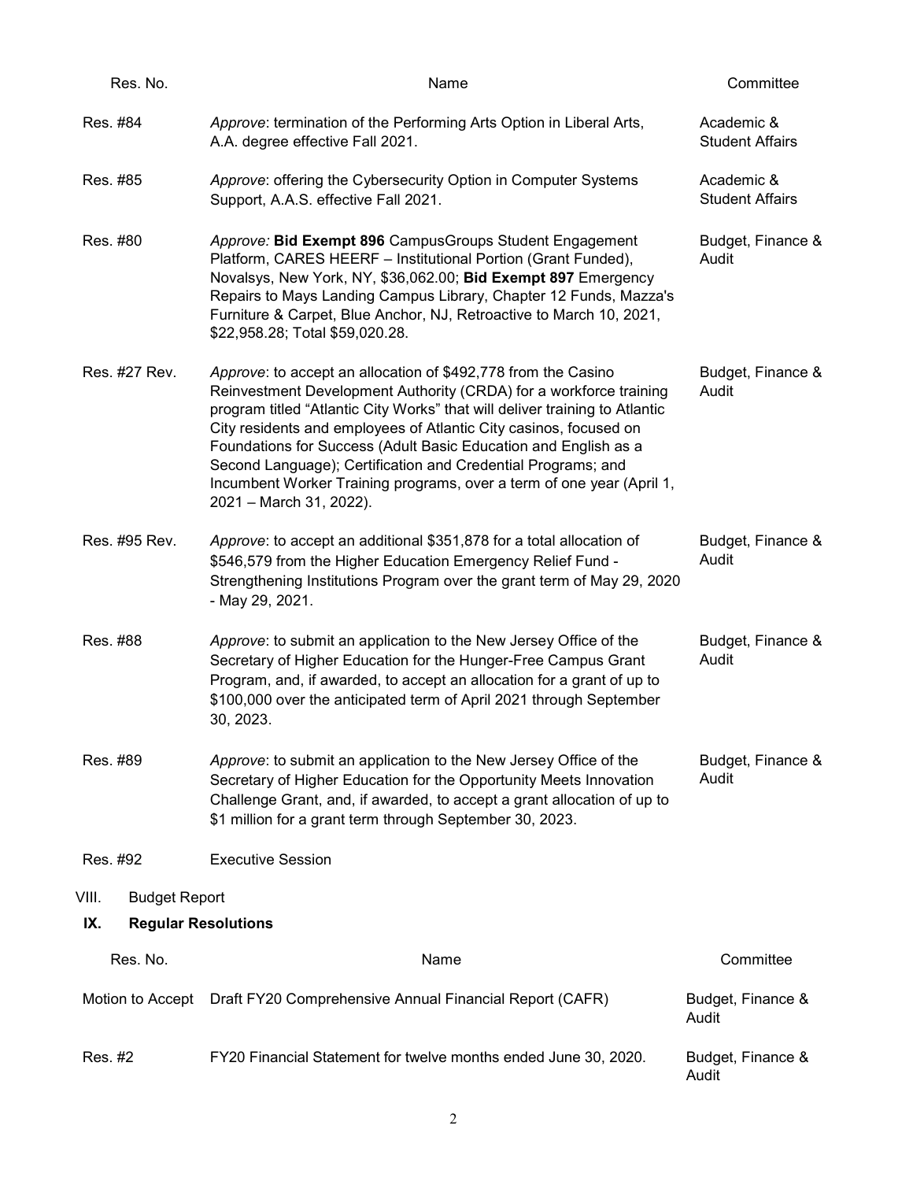| Res. No. | Name | Committee |
|---|---|---|
| Res. #84 | *Approve*: termination of the Performing Arts Option in Liberal Arts, A.A. degree effective Fall 2021. | Academic & Student Affairs |
| Res. #85 | *Approve*: offering the Cybersecurity Option in Computer Systems Support, A.A.S. effective Fall 2021. | Academic & Student Affairs |
| Res. #80 | *Approve:* **Bid Exempt 896** CampusGroups Student Engagement Platform, CARES HEERF – Institutional Portion (Grant Funded), Novalsys, New York, NY, $36,062.00; **Bid Exempt 897** Emergency Repairs to Mays Landing Campus Library, Chapter 12 Funds, Mazza's Furniture & Carpet, Blue Anchor, NJ, Retroactive to March 10, 2021, $22,958.28; Total $59,020.28. | Budget, Finance & Audit |
| Res. #27 Rev. | *Approve*: to accept an allocation of $492,778 from the Casino Reinvestment Development Authority (CRDA) for a workforce training program titled "Atlantic City Works" that will deliver training to Atlantic City residents and employees of Atlantic City casinos, focused on Foundations for Success (Adult Basic Education and English as a Second Language); Certification and Credential Programs; and Incumbent Worker Training programs, over a term of one year (April 1, 2021 – March 31, 2022). | Budget, Finance & Audit |
| Res. #95 Rev. | *Approve*: to accept an additional $351,878 for a total allocation of $546,579 from the Higher Education Emergency Relief Fund - Strengthening Institutions Program over the grant term of May 29, 2020 - May 29, 2021. | Budget, Finance & Audit |
| Res. #88 | *Approve*: to submit an application to the New Jersey Office of the Secretary of Higher Education for the Hunger-Free Campus Grant Program, and, if awarded, to accept an allocation for a grant of up to $100,000 over the anticipated term of April 2021 through September 30, 2023. | Budget, Finance & Audit |
| Res. #89 | *Approve*: to submit an application to the New Jersey Office of the Secretary of Higher Education for the Opportunity Meets Innovation Challenge Grant, and, if awarded, to accept a grant allocation of up to $1 million for a grant term through September 30, 2023. | Budget, Finance & Audit |
| Res. #92 | Executive Session | |

VIII. Budget Report

## IX. Regular Resolutions

| Res. No. | Name | Committee |
|---|---|---|
| Motion to Accept | Draft FY20 Comprehensive Annual Financial Report (CAFR) | Budget, Finance & Audit |
| Res. #2 | FY20 Financial Statement for twelve months ended June 30, 2020. | Budget, Finance & Audit |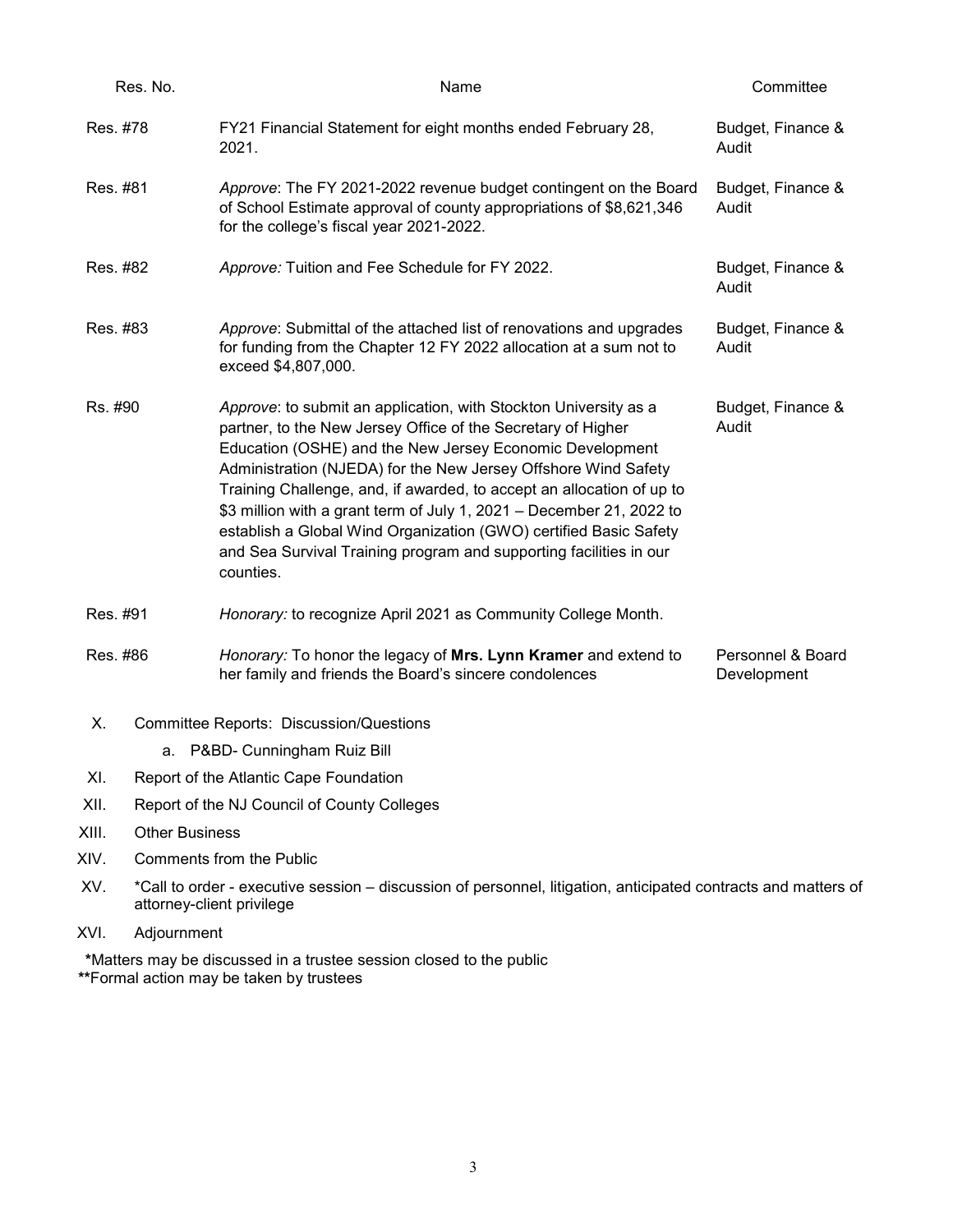| Res. No. | Name | Committee |
|---|---|---|
| Res. #78 | FY21 Financial Statement for eight months ended February 28, 2021. | Budget, Finance & Audit |
| Res. #81 | *Approve*: The FY 2021-2022 revenue budget contingent on the Board of School Estimate approval of county appropriations of $8,621,346 for the college's fiscal year 2021-2022. | Budget, Finance & Audit |
| Res. #82 | *Approve:* Tuition and Fee Schedule for FY 2022. | Budget, Finance & Audit |
| Res. #83 | *Approve*: Submittal of the attached list of renovations and upgrades for funding from the Chapter 12 FY 2022 allocation at a sum not to exceed $4,807,000. | Budget, Finance & Audit |
| Rs. #90 | *Approve*: to submit an application, with Stockton University as a partner, to the New Jersey Office of the Secretary of Higher Education (OSHE) and the New Jersey Economic Development Administration (NJEDA) for the New Jersey Offshore Wind Safety Training Challenge, and, if awarded, to accept an allocation of up to $3 million with a grant term of July 1, 2021 – December 21, 2022 to establish a Global Wind Organization (GWO) certified Basic Safety and Sea Survival Training program and supporting facilities in our counties. | Budget, Finance & Audit |
| Res. #91 | *Honorary:* to recognize April 2021 as Community College Month. | |
| Res. #86 | *Honorary:* To honor the legacy of **Mrs. Lynn Kramer** and extend to her family and friends the Board's sincere condolences | Personnel & Board Development |

X. Committee Reports: Discussion/Questions

   a. P&BD- Cunningham Ruiz Bill

XI. Report of the Atlantic Cape Foundation

XII. Report of the NJ Council of County Colleges

XIII. Other Business

XIV. Comments from the Public

XV. *Call to order - executive session – discussion of personnel, litigation, anticipated contracts and matters of attorney-client privilege

XVI. Adjournment

**\***Matters may be discussed in a trustee session closed to the public
**\*\***Formal action may be taken by trustees